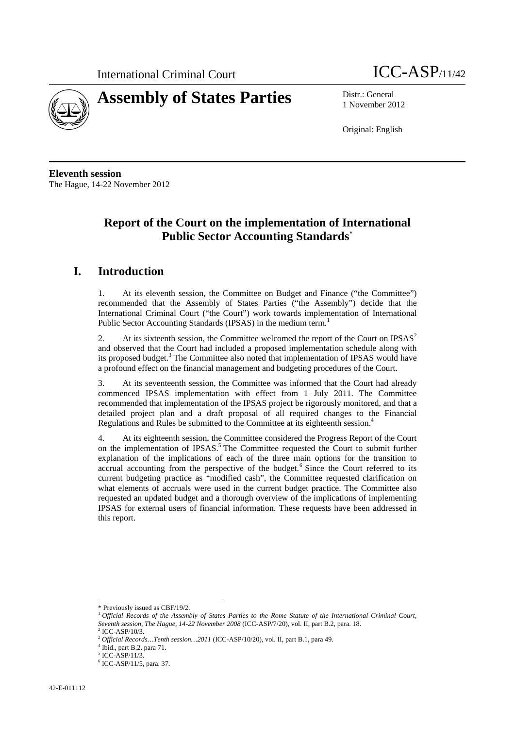International Criminal Court ICC-ASP/11/42

# Assembly of States Parties

Distr.: General
1 November 2012

Original: English

**Eleventh session**
The Hague, 14-22 November 2012

## Report of the Court on the implementation of International Public Sector Accounting Standards*

## I. Introduction

1. At its eleventh session, the Committee on Budget and Finance ("the Committee") recommended that the Assembly of States Parties ("the Assembly") decide that the International Criminal Court ("the Court") work towards implementation of International Public Sector Accounting Standards (IPSAS) in the medium term.[1]

2. At its sixteenth session, the Committee welcomed the report of the Court on IPSAS[2] and observed that the Court had included a proposed implementation schedule along with its proposed budget.[3] The Committee also noted that implementation of IPSAS would have a profound effect on the financial management and budgeting procedures of the Court.

3. At its seventeenth session, the Committee was informed that the Court had already commenced IPSAS implementation with effect from 1 July 2011. The Committee recommended that implementation of the IPSAS project be rigorously monitored, and that a detailed project plan and a draft proposal of all required changes to the Financial Regulations and Rules be submitted to the Committee at its eighteenth session.[4]

4. At its eighteenth session, the Committee considered the Progress Report of the Court on the implementation of IPSAS.[5] The Committee requested the Court to submit further explanation of the implications of each of the three main options for the transition to accrual accounting from the perspective of the budget.[6] Since the Court referred to its current budgeting practice as "modified cash", the Committee requested clarification on what elements of accruals were used in the current budget practice. The Committee also requested an updated budget and a thorough overview of the implications of implementing IPSAS for external users of financial information. These requests have been addressed in this report.

---

\* Previously issued as CBF/19/2.

[1] *Official Records of the Assembly of States Parties to the Rome Statute of the International Criminal Court, Seventh session, The Hague, 14-22 November 2008* (ICC-ASP/7/20), vol. II, part B.2, para. 18.

[2] ICC-ASP/10/3.

[2] *Official Records…Tenth session…2011* (ICC-ASP/10/20), vol. II, part B.1, para 49.

[4] Ibid., part B.2. para 71.

[5] ICC-ASP/11/3.

[6] ICC-ASP/11/5, para. 37.

42-E-011112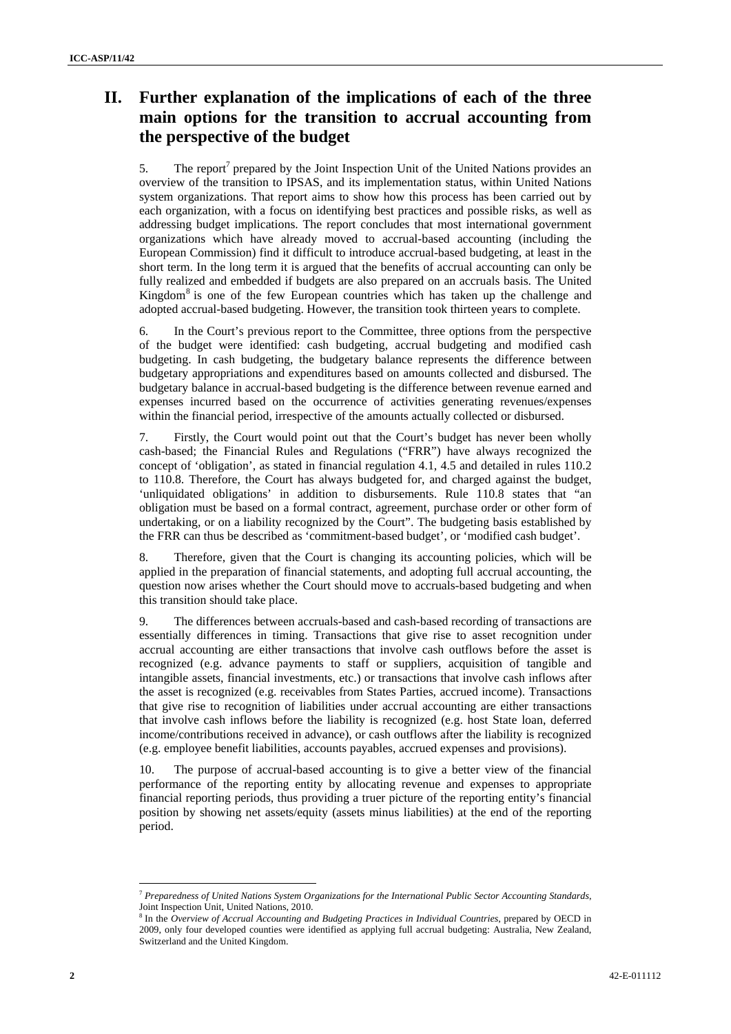## II. Further explanation of the implications of each of the three main options for the transition to accrual accounting from the perspective of the budget

5. The report[7] prepared by the Joint Inspection Unit of the United Nations provides an overview of the transition to IPSAS, and its implementation status, within United Nations system organizations. That report aims to show how this process has been carried out by each organization, with a focus on identifying best practices and possible risks, as well as addressing budget implications. The report concludes that most international government organizations which have already moved to accrual-based accounting (including the European Commission) find it difficult to introduce accrual-based budgeting, at least in the short term. In the long term it is argued that the benefits of accrual accounting can only be fully realized and embedded if budgets are also prepared on an accruals basis. The United Kingdom[8] is one of the few European countries which has taken up the challenge and adopted accrual-based budgeting. However, the transition took thirteen years to complete.

6. In the Court's previous report to the Committee, three options from the perspective of the budget were identified: cash budgeting, accrual budgeting and modified cash budgeting. In cash budgeting, the budgetary balance represents the difference between budgetary appropriations and expenditures based on amounts collected and disbursed. The budgetary balance in accrual-based budgeting is the difference between revenue earned and expenses incurred based on the occurrence of activities generating revenues/expenses within the financial period, irrespective of the amounts actually collected or disbursed.

7. Firstly, the Court would point out that the Court's budget has never been wholly cash-based; the Financial Rules and Regulations ("FRR") have always recognized the concept of 'obligation', as stated in financial regulation 4.1, 4.5 and detailed in rules 110.2 to 110.8. Therefore, the Court has always budgeted for, and charged against the budget, 'unliquidated obligations' in addition to disbursements. Rule 110.8 states that "an obligation must be based on a formal contract, agreement, purchase order or other form of undertaking, or on a liability recognized by the Court". The budgeting basis established by the FRR can thus be described as 'commitment-based budget', or 'modified cash budget'.

8. Therefore, given that the Court is changing its accounting policies, which will be applied in the preparation of financial statements, and adopting full accrual accounting, the question now arises whether the Court should move to accruals-based budgeting and when this transition should take place.

9. The differences between accruals-based and cash-based recording of transactions are essentially differences in timing. Transactions that give rise to asset recognition under accrual accounting are either transactions that involve cash outflows before the asset is recognized (e.g. advance payments to staff or suppliers, acquisition of tangible and intangible assets, financial investments, etc.) or transactions that involve cash inflows after the asset is recognized (e.g. receivables from States Parties, accrued income). Transactions that give rise to recognition of liabilities under accrual accounting are either transactions that involve cash inflows before the liability is recognized (e.g. host State loan, deferred income/contributions received in advance), or cash outflows after the liability is recognized (e.g. employee benefit liabilities, accounts payables, accrued expenses and provisions).

10. The purpose of accrual-based accounting is to give a better view of the financial performance of the reporting entity by allocating revenue and expenses to appropriate financial reporting periods, thus providing a truer picture of the reporting entity's financial position by showing net assets/equity (assets minus liabilities) at the end of the reporting period.

---

[7] *Preparedness of United Nations System Organizations for the International Public Sector Accounting Standards*, Joint Inspection Unit, United Nations, 2010.

[8] In the *Overview of Accrual Accounting and Budgeting Practices in Individual Countries*, prepared by OECD in 2009, only four developed counties were identified as applying full accrual budgeting: Australia, New Zealand, Switzerland and the United Kingdom.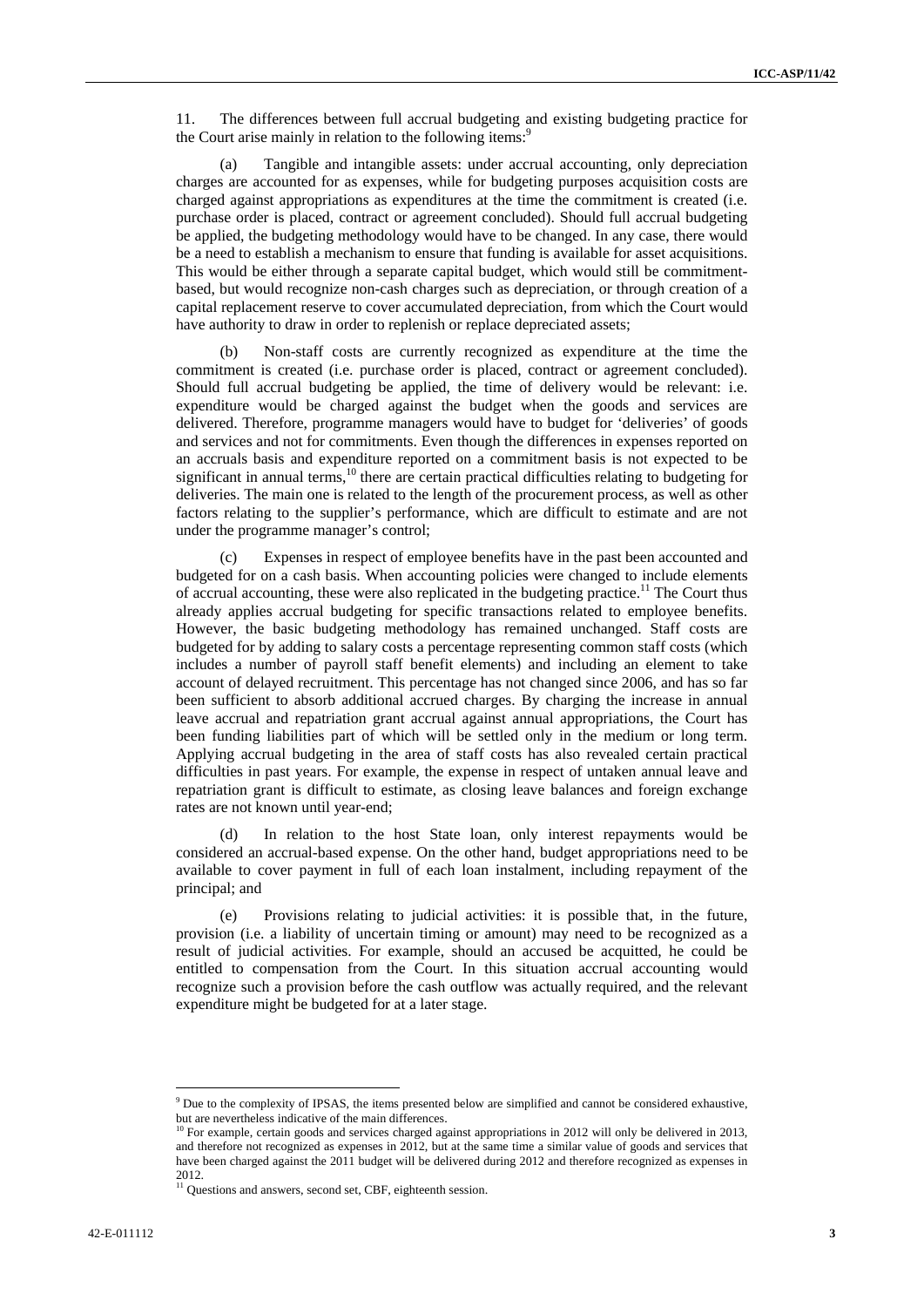11. The differences between full accrual budgeting and existing budgeting practice for the Court arise mainly in relation to the following items:[9]

(a) Tangible and intangible assets: under accrual accounting, only depreciation charges are accounted for as expenses, while for budgeting purposes acquisition costs are charged against appropriations as expenditures at the time the commitment is created (i.e. purchase order is placed, contract or agreement concluded). Should full accrual budgeting be applied, the budgeting methodology would have to be changed. In any case, there would be a need to establish a mechanism to ensure that funding is available for asset acquisitions. This would be either through a separate capital budget, which would still be commitment-based, but would recognize non-cash charges such as depreciation, or through creation of a capital replacement reserve to cover accumulated depreciation, from which the Court would have authority to draw in order to replenish or replace depreciated assets;

(b) Non-staff costs are currently recognized as expenditure at the time the commitment is created (i.e. purchase order is placed, contract or agreement concluded). Should full accrual budgeting be applied, the time of delivery would be relevant: i.e. expenditure would be charged against the budget when the goods and services are delivered. Therefore, programme managers would have to budget for 'deliveries' of goods and services and not for commitments. Even though the differences in expenses reported on an accruals basis and expenditure reported on a commitment basis is not expected to be significant in annual terms,[10] there are certain practical difficulties relating to budgeting for deliveries. The main one is related to the length of the procurement process, as well as other factors relating to the supplier's performance, which are difficult to estimate and are not under the programme manager's control;

(c) Expenses in respect of employee benefits have in the past been accounted and budgeted for on a cash basis. When accounting policies were changed to include elements of accrual accounting, these were also replicated in the budgeting practice.[11] The Court thus already applies accrual budgeting for specific transactions related to employee benefits. However, the basic budgeting methodology has remained unchanged. Staff costs are budgeted for by adding to salary costs a percentage representing common staff costs (which includes a number of payroll staff benefit elements) and including an element to take account of delayed recruitment. This percentage has not changed since 2006, and has so far been sufficient to absorb additional accrued charges. By charging the increase in annual leave accrual and repatriation grant accrual against annual appropriations, the Court has been funding liabilities part of which will be settled only in the medium or long term. Applying accrual budgeting in the area of staff costs has also revealed certain practical difficulties in past years. For example, the expense in respect of untaken annual leave and repatriation grant is difficult to estimate, as closing leave balances and foreign exchange rates are not known until year-end;

(d) In relation to the host State loan, only interest repayments would be considered an accrual-based expense. On the other hand, budget appropriations need to be available to cover payment in full of each loan instalment, including repayment of the principal; and

(e) Provisions relating to judicial activities: it is possible that, in the future, provision (i.e. a liability of uncertain timing or amount) may need to be recognized as a result of judicial activities. For example, should an accused be acquitted, he could be entitled to compensation from the Court. In this situation accrual accounting would recognize such a provision before the cash outflow was actually required, and the relevant expenditure might be budgeted for at a later stage.

---

[9] Due to the complexity of IPSAS, the items presented below are simplified and cannot be considered exhaustive, but are nevertheless indicative of the main differences.

[10] For example, certain goods and services charged against appropriations in 2012 will only be delivered in 2013, and therefore not recognized as expenses in 2012, but at the same time a similar value of goods and services that have been charged against the 2011 budget will be delivered during 2012 and therefore recognized as expenses in 2012.

[11] Questions and answers, second set, CBF, eighteenth session.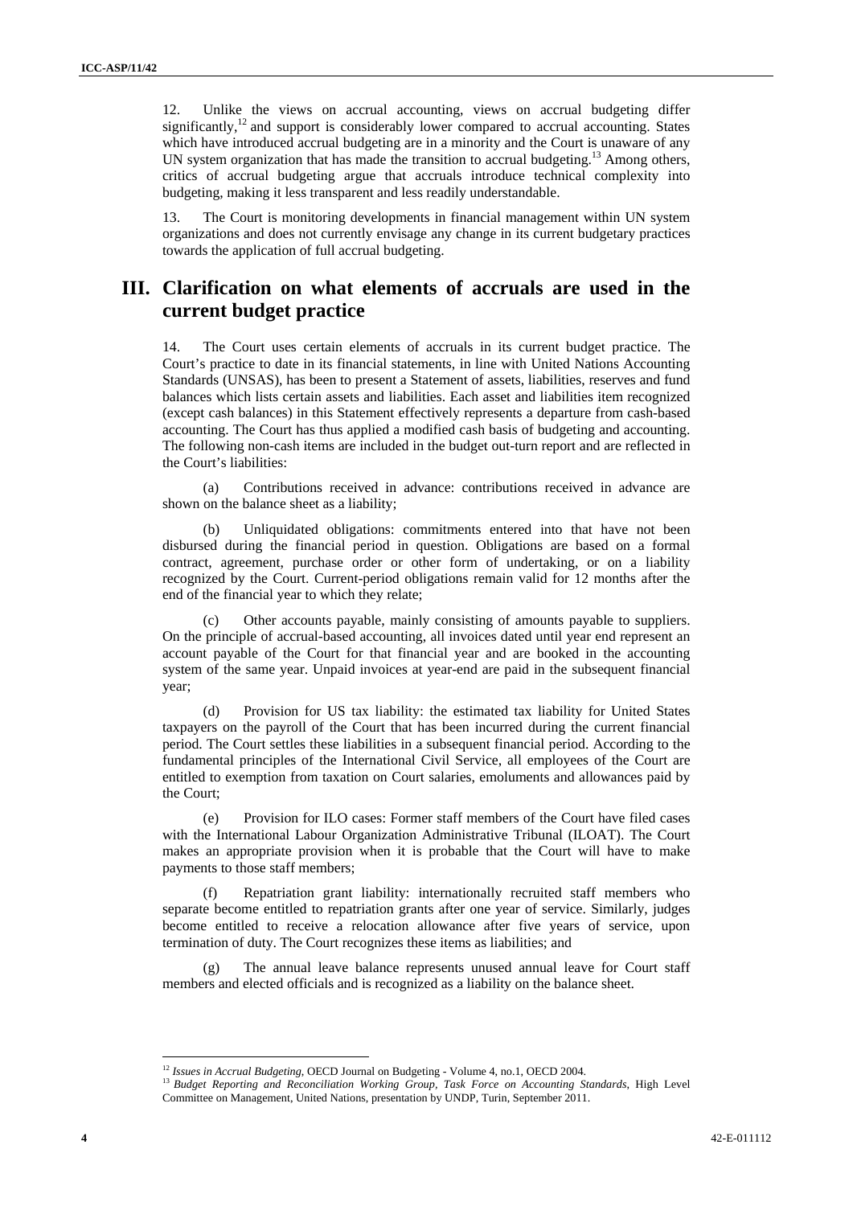12. Unlike the views on accrual accounting, views on accrual budgeting differ significantly,[12] and support is considerably lower compared to accrual accounting. States which have introduced accrual budgeting are in a minority and the Court is unaware of any UN system organization that has made the transition to accrual budgeting.[13] Among others, critics of accrual budgeting argue that accruals introduce technical complexity into budgeting, making it less transparent and less readily understandable.

13. The Court is monitoring developments in financial management within UN system organizations and does not currently envisage any change in its current budgetary practices towards the application of full accrual budgeting.

## III. Clarification on what elements of accruals are used in the current budget practice

14. The Court uses certain elements of accruals in its current budget practice. The Court's practice to date in its financial statements, in line with United Nations Accounting Standards (UNSAS), has been to present a Statement of assets, liabilities, reserves and fund balances which lists certain assets and liabilities. Each asset and liabilities item recognized (except cash balances) in this Statement effectively represents a departure from cash-based accounting. The Court has thus applied a modified cash basis of budgeting and accounting. The following non-cash items are included in the budget out-turn report and are reflected in the Court's liabilities:

(a) Contributions received in advance: contributions received in advance are shown on the balance sheet as a liability;

(b) Unliquidated obligations: commitments entered into that have not been disbursed during the financial period in question. Obligations are based on a formal contract, agreement, purchase order or other form of undertaking, or on a liability recognized by the Court. Current-period obligations remain valid for 12 months after the end of the financial year to which they relate;

(c) Other accounts payable, mainly consisting of amounts payable to suppliers. On the principle of accrual-based accounting, all invoices dated until year end represent an account payable of the Court for that financial year and are booked in the accounting system of the same year. Unpaid invoices at year-end are paid in the subsequent financial year;

(d) Provision for US tax liability: the estimated tax liability for United States taxpayers on the payroll of the Court that has been incurred during the current financial period. The Court settles these liabilities in a subsequent financial period. According to the fundamental principles of the International Civil Service, all employees of the Court are entitled to exemption from taxation on Court salaries, emoluments and allowances paid by the Court;

(e) Provision for ILO cases: Former staff members of the Court have filed cases with the International Labour Organization Administrative Tribunal (ILOAT). The Court makes an appropriate provision when it is probable that the Court will have to make payments to those staff members;

(f) Repatriation grant liability: internationally recruited staff members who separate become entitled to repatriation grants after one year of service. Similarly, judges become entitled to receive a relocation allowance after five years of service, upon termination of duty. The Court recognizes these items as liabilities; and

(g) The annual leave balance represents unused annual leave for Court staff members and elected officials and is recognized as a liability on the balance sheet.

---

[12] *Issues in Accrual Budgeting*, OECD Journal on Budgeting - Volume 4, no.1, OECD 2004.

[13] *Budget Reporting and Reconciliation Working Group, Task Force on Accounting Standards*, High Level Committee on Management, United Nations, presentation by UNDP, Turin, September 2011.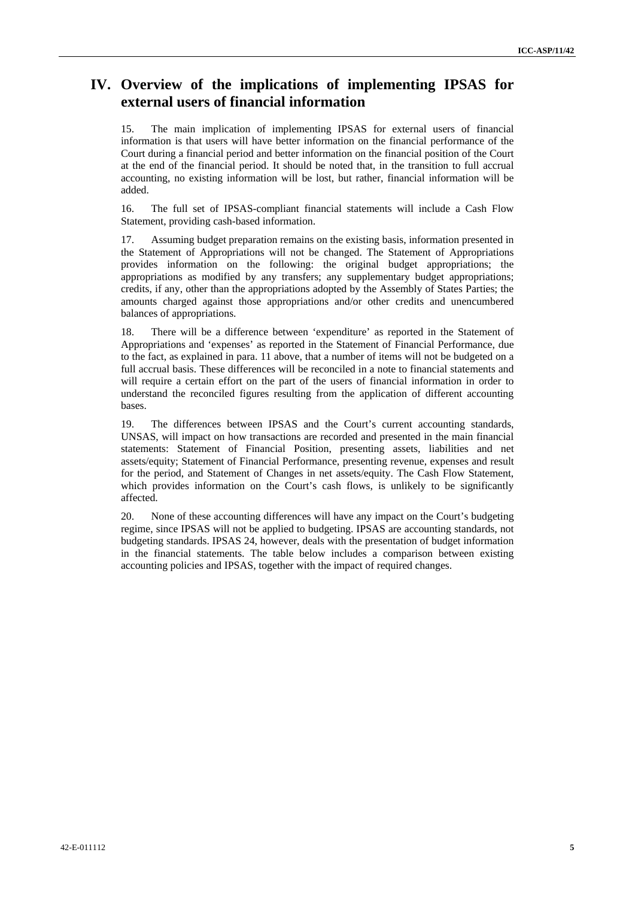# IV. Overview of the implications of implementing IPSAS for external users of financial information

15. The main implication of implementing IPSAS for external users of financial information is that users will have better information on the financial performance of the Court during a financial period and better information on the financial position of the Court at the end of the financial period. It should be noted that, in the transition to full accrual accounting, no existing information will be lost, but rather, financial information will be added.

16. The full set of IPSAS-compliant financial statements will include a Cash Flow Statement, providing cash-based information.

17. Assuming budget preparation remains on the existing basis, information presented in the Statement of Appropriations will not be changed. The Statement of Appropriations provides information on the following: the original budget appropriations; the appropriations as modified by any transfers; any supplementary budget appropriations; credits, if any, other than the appropriations adopted by the Assembly of States Parties; the amounts charged against those appropriations and/or other credits and unencumbered balances of appropriations.

18. There will be a difference between 'expenditure' as reported in the Statement of Appropriations and 'expenses' as reported in the Statement of Financial Performance, due to the fact, as explained in para. 11 above, that a number of items will not be budgeted on a full accrual basis. These differences will be reconciled in a note to financial statements and will require a certain effort on the part of the users of financial information in order to understand the reconciled figures resulting from the application of different accounting bases.

19. The differences between IPSAS and the Court's current accounting standards, UNSAS, will impact on how transactions are recorded and presented in the main financial statements: Statement of Financial Position, presenting assets, liabilities and net assets/equity; Statement of Financial Performance, presenting revenue, expenses and result for the period, and Statement of Changes in net assets/equity. The Cash Flow Statement, which provides information on the Court's cash flows, is unlikely to be significantly affected.

20. None of these accounting differences will have any impact on the Court's budgeting regime, since IPSAS will not be applied to budgeting. IPSAS are accounting standards, not budgeting standards. IPSAS 24, however, deals with the presentation of budget information in the financial statements. The table below includes a comparison between existing accounting policies and IPSAS, together with the impact of required changes.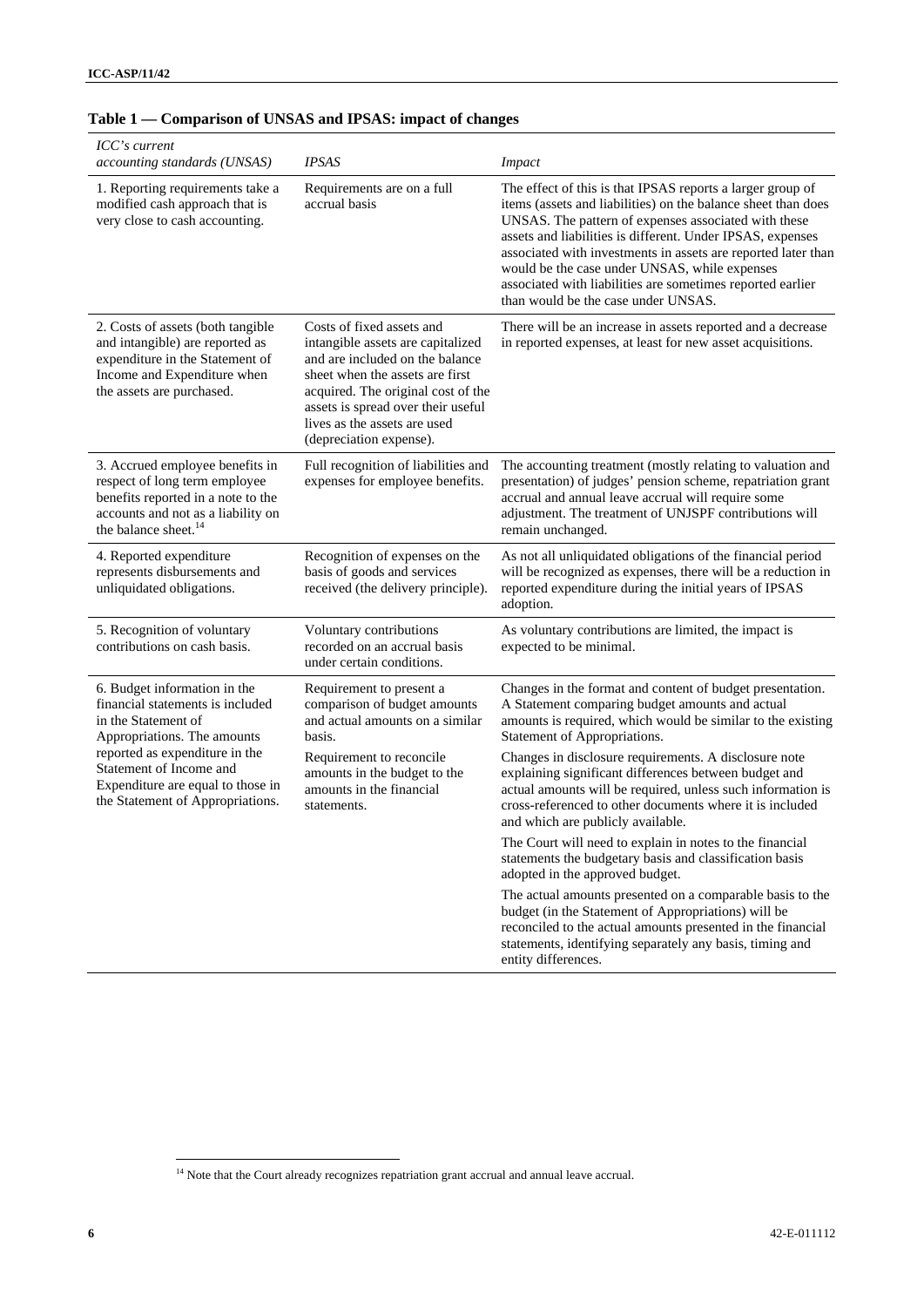**Table 1 — Comparison of UNSAS and IPSAS: impact of changes**

| *ICC's current accounting standards (UNSAS)* | *IPSAS* | *Impact* |
|---|---|---|
| 1. Reporting requirements take a modified cash approach that is very close to cash accounting. | Requirements are on a full accrual basis | The effect of this is that IPSAS reports a larger group of items (assets and liabilities) on the balance sheet than does UNSAS. The pattern of expenses associated with these assets and liabilities is different. Under IPSAS, expenses associated with investments in assets are reported later than would be the case under UNSAS, while expenses associated with liabilities are sometimes reported earlier than would be the case under UNSAS. |
| 2. Costs of assets (both tangible and intangible) are reported as expenditure in the Statement of Income and Expenditure when the assets are purchased. | Costs of fixed assets and intangible assets are capitalized and are included on the balance sheet when the assets are first acquired. The original cost of the assets is spread over their useful lives as the assets are used (depreciation expense). | There will be an increase in assets reported and a decrease in reported expenses, at least for new asset acquisitions. |
| 3. Accrued employee benefits in respect of long term employee benefits reported in a note to the accounts and not as a liability on the balance sheet.[14] | Full recognition of liabilities and expenses for employee benefits. | The accounting treatment (mostly relating to valuation and presentation) of judges' pension scheme, repatriation grant accrual and annual leave accrual will require some adjustment. The treatment of UNJSPF contributions will remain unchanged. |
| 4. Reported expenditure represents disbursements and unliquidated obligations. | Recognition of expenses on the basis of goods and services received (the delivery principle). | As not all unliquidated obligations of the financial period will be recognized as expenses, there will be a reduction in reported expenditure during the initial years of IPSAS adoption. |
| 5. Recognition of voluntary contributions on cash basis. | Voluntary contributions recorded on an accrual basis under certain conditions. | As voluntary contributions are limited, the impact is expected to be minimal. |
| 6. Budget information in the financial statements is included in the Statement of Appropriations. The amounts reported as expenditure in the Statement of Income and Expenditure are equal to those in the Statement of Appropriations. | Requirement to present a comparison of budget amounts and actual amounts on a similar basis.<br><br>Requirement to reconcile amounts in the budget to the amounts in the financial statements. | Changes in the format and content of budget presentation. A Statement comparing budget amounts and actual amounts is required, which would be similar to the existing Statement of Appropriations.<br><br>Changes in disclosure requirements. A disclosure note explaining significant differences between budget and actual amounts will be required, unless such information is cross-referenced to other documents where it is included and which are publicly available.<br><br>The Court will need to explain in notes to the financial statements the budgetary basis and classification basis adopted in the approved budget.<br><br>The actual amounts presented on a comparable basis to the budget (in the Statement of Appropriations) will be reconciled to the actual amounts presented in the financial statements, identifying separately any basis, timing and entity differences. |

[14] Note that the Court already recognizes repatriation grant accrual and annual leave accrual.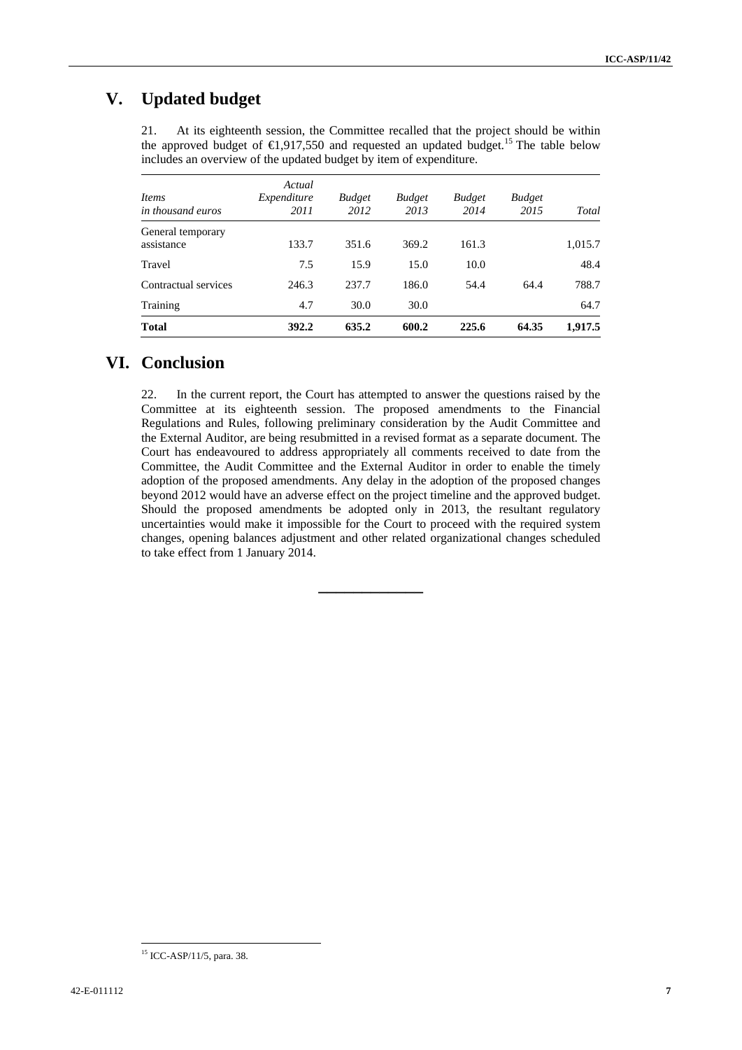# V. Updated budget

21. At its eighteenth session, the Committee recalled that the project should be within the approved budget of €1,917,550 and requested an updated budget.[15] The table below includes an overview of the updated budget by item of expenditure.

| *Items in thousand euros* | *Actual Expenditure 2011* | *Budget 2012* | *Budget 2013* | *Budget 2014* | *Budget 2015* | *Total* |
|---|---|---|---|---|---|---|
| General temporary assistance | 133.7 | 351.6 | 369.2 | 161.3 | | 1,015.7 |
| Travel | 7.5 | 15.9 | 15.0 | 10.0 | | 48.4 |
| Contractual services | 246.3 | 237.7 | 186.0 | 54.4 | 64.4 | 788.7 |
| Training | 4.7 | 30.0 | 30.0 | | | 64.7 |
| **Total** | **392.2** | **635.2** | **600.2** | **225.6** | **64.35** | **1,917.5** |

# VI. Conclusion

22. In the current report, the Court has attempted to answer the questions raised by the Committee at its eighteenth session. The proposed amendments to the Financial Regulations and Rules, following preliminary consideration by the Audit Committee and the External Auditor, are being resubmitted in a revised format as a separate document. The Court has endeavoured to address appropriately all comments received to date from the Committee, the Audit Committee and the External Auditor in order to enable the timely adoption of the proposed amendments. Any delay in the adoption of the proposed changes beyond 2012 would have an adverse effect on the project timeline and the approved budget. Should the proposed amendments be adopted only in 2013, the resultant regulatory uncertainties would make it impossible for the Court to proceed with the required system changes, opening balances adjustment and other related organizational changes scheduled to take effect from 1 January 2014.

---

[15] ICC-ASP/11/5, para. 38.